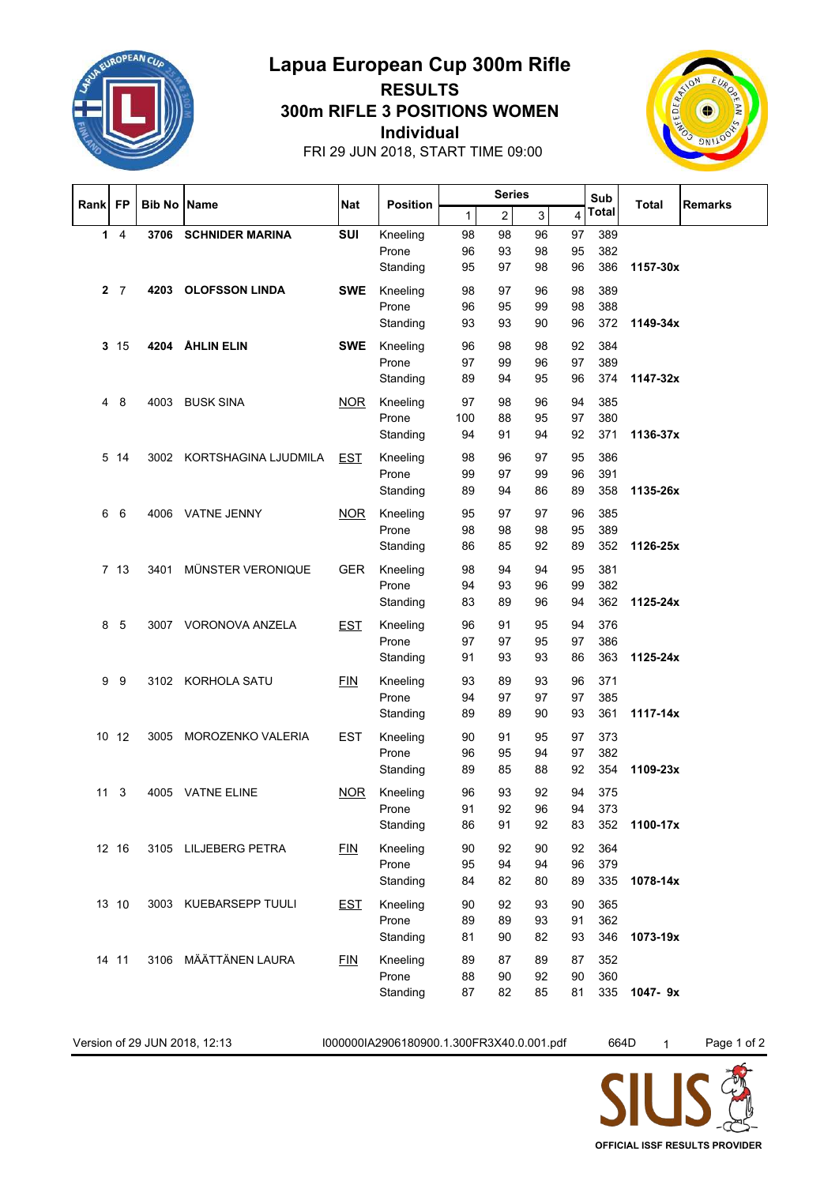# Lapua European Cup 300m Rifle

## RESULTS

## 300m RIFLE 3 POSITIONS WOMEN

## Individual

FRI 29 JUN 2018, START TIME 09:00

| Rank | FP | Bib No | Name | Nat | Position | Series 1 | 2 | 3 | 4 | Sub Total | Total | Remarks |
|---|---|---|---|---|---|---|---|---|---|---|---|---|
| **1** | 4 | **3706** | **SCHNIDER MARINA** | **SUI** | Kneeling | 98 | 98 | 96 | 97 | 389 | | |
| | | | | | Prone | 96 | 93 | 98 | 95 | 382 | | |
| | | | | | Standing | 95 | 97 | 98 | 96 | 386 | **1157-30x** | |
| **2** | 7 | **4203** | **OLOFSSON LINDA** | **SWE** | Kneeling | 98 | 97 | 96 | 98 | 389 | | |
| | | | | | Prone | 96 | 95 | 99 | 98 | 388 | | |
| | | | | | Standing | 93 | 93 | 90 | 96 | 372 | **1149-34x** | |
| **3** | 15 | **4204** | **ÅHLIN ELIN** | **SWE** | Kneeling | 96 | 98 | 98 | 92 | 384 | | |
| | | | | | Prone | 97 | 99 | 96 | 97 | 389 | | |
| | | | | | Standing | 89 | 94 | 95 | 96 | 374 | **1147-32x** | |
| 4 | 8 | 4003 | BUSK SINA | NOR | Kneeling | 97 | 98 | 96 | 94 | 385 | | |
| | | | | | Prone | 100 | 88 | 95 | 97 | 380 | | |
| | | | | | Standing | 94 | 91 | 94 | 92 | 371 | **1136-37x** | |
| 5 | 14 | 3002 | KORTSHAGINA LJUDMILA | EST | Kneeling | 98 | 96 | 97 | 95 | 386 | | |
| | | | | | Prone | 99 | 97 | 99 | 96 | 391 | | |
| | | | | | Standing | 89 | 94 | 86 | 89 | 358 | **1135-26x** | |
| 6 | 6 | 4006 | VATNE JENNY | NOR | Kneeling | 95 | 97 | 97 | 96 | 385 | | |
| | | | | | Prone | 98 | 98 | 98 | 95 | 389 | | |
| | | | | | Standing | 86 | 85 | 92 | 89 | 352 | **1126-25x** | |
| 7 | 13 | 3401 | MÜNSTER VERONIQUE | GER | Kneeling | 98 | 94 | 94 | 95 | 381 | | |
| | | | | | Prone | 94 | 93 | 96 | 99 | 382 | | |
| | | | | | Standing | 83 | 89 | 96 | 94 | 362 | **1125-24x** | |
| 8 | 5 | 3007 | VORONOVA ANZELA | EST | Kneeling | 96 | 91 | 95 | 94 | 376 | | |
| | | | | | Prone | 97 | 97 | 95 | 97 | 386 | | |
| | | | | | Standing | 91 | 93 | 93 | 86 | 363 | **1125-24x** | |
| 9 | 9 | 3102 | KORHOLA SATU | FIN | Kneeling | 93 | 89 | 93 | 96 | 371 | | |
| | | | | | Prone | 94 | 97 | 97 | 97 | 385 | | |
| | | | | | Standing | 89 | 89 | 90 | 93 | 361 | **1117-14x** | |
| 10 | 12 | 3005 | MOROZENKO VALERIA | EST | Kneeling | 90 | 91 | 95 | 97 | 373 | | |
| | | | | | Prone | 96 | 95 | 94 | 97 | 382 | | |
| | | | | | Standing | 89 | 85 | 88 | 92 | 354 | **1109-23x** | |
| 11 | 3 | 4005 | VATNE ELINE | NOR | Kneeling | 96 | 93 | 92 | 94 | 375 | | |
| | | | | | Prone | 91 | 92 | 96 | 94 | 373 | | |
| | | | | | Standing | 86 | 91 | 92 | 83 | 352 | **1100-17x** | |
| 12 | 16 | 3105 | LILJEBERG PETRA | FIN | Kneeling | 90 | 92 | 90 | 92 | 364 | | |
| | | | | | Prone | 95 | 94 | 94 | 96 | 379 | | |
| | | | | | Standing | 84 | 82 | 80 | 89 | 335 | **1078-14x** | |
| 13 | 10 | 3003 | KUEBARSEPP TUULI | EST | Kneeling | 90 | 92 | 93 | 90 | 365 | | |
| | | | | | Prone | 89 | 89 | 93 | 91 | 362 | | |
| | | | | | Standing | 81 | 90 | 82 | 93 | 346 | **1073-19x** | |
| 14 | 11 | 3106 | MÄÄTTÄNEN LAURA | FIN | Kneeling | 89 | 87 | 89 | 87 | 352 | | |
| | | | | | Prone | 88 | 90 | 92 | 90 | 360 | | |
| | | | | | Standing | 87 | 82 | 85 | 81 | 335 | **1047- 9x** | |

Version of 29 JUN 2018, 12:13 I000000IA2906180900.1.300FR3X40.0.001.pdf 664D 1

OFFICIAL ISSF RESULTS PROVIDER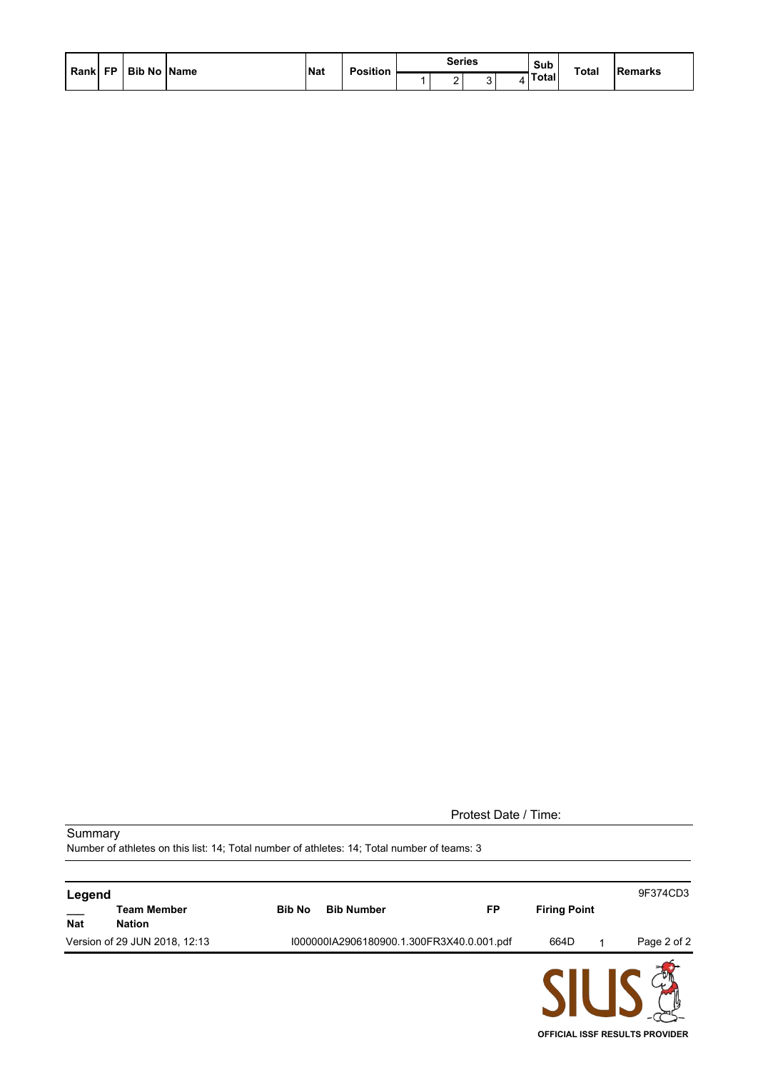| Rank | FP | Bib No | Name | Nat | Position | Series | | | | Sub Total | Total | Remarks |
|---|---|---|---|---|---|---|---|---|---|---|---|---|
| | | | | | | 1 | 2 | 3 | 4 | | | |

Protest Date / Time:

Summary

Number of athletes on this list: 14; Total number of athletes: 14; Total number of teams: 3

## Legend

9F374CD3

| | | | | | |
|---|---|---|---|---|---|
| ___ | Team Member | Bib No | Bib Number | FP | Firing Point |
| Nat | Nation | | | | |

Version of 29 JUN 2018, 12:13 — I000000IA2906180900.1.300FR3X40.0.001.pdf — 664D — 1

SIUS

OFFICIAL ISSF RESULTS PROVIDER